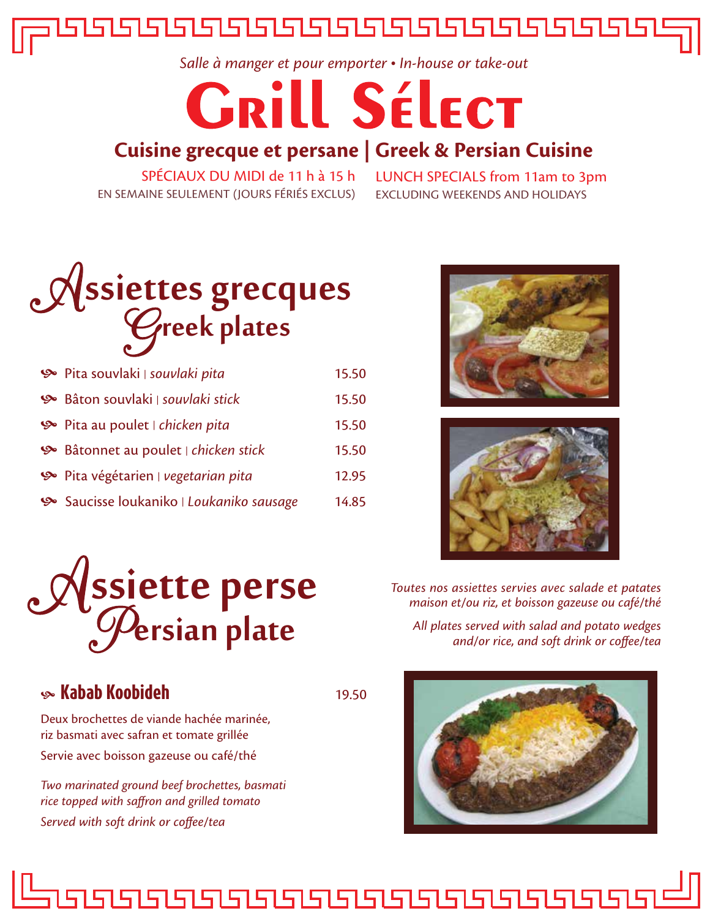*Salle à manger et pour emporter • In-house or take-out*

# Grill Sélect

## Cuisine grecque et persane | Greek & Persian Cuisine

SPÉCIAUX DU MIDI de 11 h à 15 h
EN SEMAINE SEULEMENT (JOURS FÉRIÉS EXCLUS)

LUNCH SPECIALS from 11am to 3pm
EXCLUDING WEEKENDS AND HOLIDAYS

## Assiettes grecques
## Greek plates

| Item | Price |
|---|---|
| Pita souvlaki \| *souvlaki pita* | 15.50 |
| Bâton souvlaki \| *souvlaki stick* | 15.50 |
| Pita au poulet \| *chicken pita* | 15.50 |
| Bâtonnet au poulet \| *chicken stick* | 15.50 |
| Pita végétarien \| *vegetarian pita* | 12.95 |
| Saucisse loukaniko \| *Loukaniko sausage* | 14.85 |

*Toutes nos assiettes servies avec salade et patates maison et/ou riz, et boisson gazeuse ou café/thé*

*All plates served with salad and potato wedges and/or rice, and soft drink or coffee/tea*

## Assiette perse
## Persian plate

### Kabab Koobideh — 19.50

Deux brochettes de viande hachée marinée, riz basmati avec safran et tomate grillée

Servie avec boisson gazeuse ou café/thé

*Two marinated ground beef brochettes, basmati rice topped with saffron and grilled tomato*

*Served with soft drink or coffee/tea*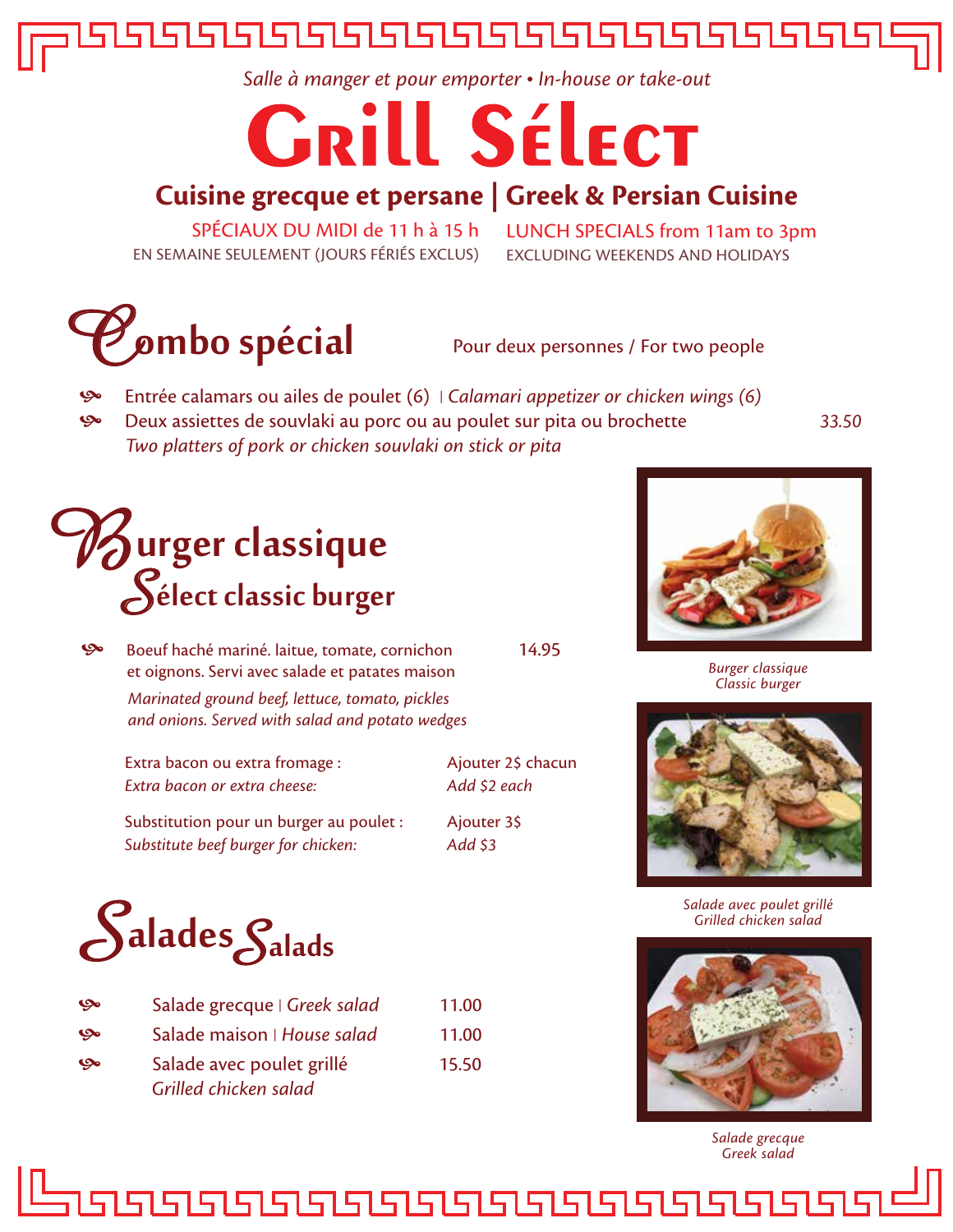*Salle à manger et pour emporter • In-house or take-out*

# Grill Sélect

## Cuisine grecque et persane | Greek & Persian Cuisine

SPÉCIAUX DU MIDI de 11 h à 15 h
EN SEMAINE SEULEMENT (JOURS FÉRIÉS EXCLUS)

LUNCH SPECIALS from 11am to 3pm
EXCLUDING WEEKENDS AND HOLIDAYS

## Combo spécial

Pour deux personnes / For two people

- Entrée calamars ou ailes de poulet (6) | *Calamari appetizer or chicken wings (6)*
- Deux assiettes de souvlaki au porc ou au poulet sur pita ou brochette *33.50*
  *Two platters of pork or chicken souvlaki on stick or pita*

## Burger classique
## Sélect classic burger

- Boeuf haché mariné. laitue, tomate, cornichon et oignons. Servi avec salade et patates maison 14.95
  *Marinated ground beef, lettuce, tomato, pickles and onions. Served with salad and potato wedges*

Extra bacon ou extra fromage : Ajouter 2$ chacun
*Extra bacon or extra cheese: Add $2 each*

Substitution pour un burger au poulet : Ajouter 3$
*Substitute beef burger for chicken: Add $3*

*Burger classique*
*Classic burger*

## Salades Salads

- Salade grecque | *Greek salad* 11.00
- Salade maison | *House salad* 11.00
- Salade avec poulet grillé 15.50
  *Grilled chicken salad*

*Salade avec poulet grillé*
*Grilled chicken salad*

*Salade grecque*
*Greek salad*